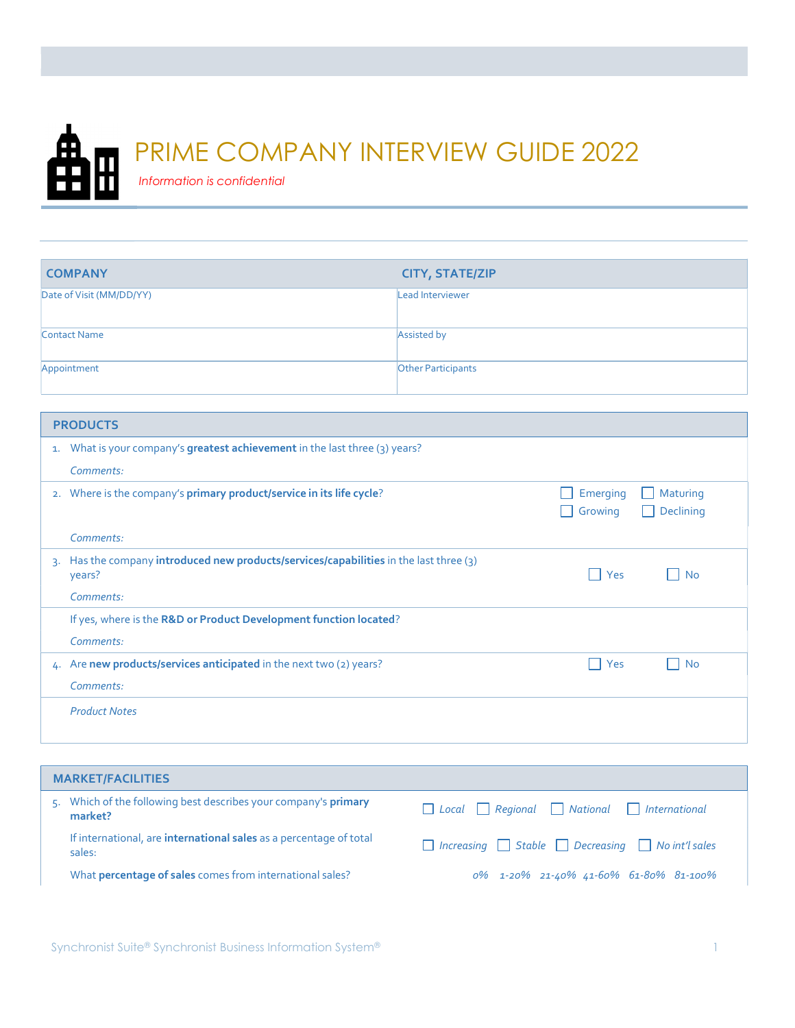# PRIME COMPANY INTERVIEW GUIDE 2022

*Information is confidential*

| COMPANY | CITY, STATE/ZIP |
|---|---|
| Date of Visit (MM/DD/YY) | Lead Interviewer |
| Contact Name | Assisted by |
| Appointment | Other Participants |

## PRODUCTS

1. What is your company's **greatest achievement** in the last three (3) years?

   *Comments:*

2. Where is the company's **primary product/service in its life cycle**?

   ☐ Emerging ☐ Maturing ☐ Growing ☐ Declining

   *Comments:*

3. Has the company **introduced new products/services/capabilities** in the last three (3) years?

   ☐ Yes ☐ No

   *Comments:*

   If yes, where is the **R&D or Product Development function located**?

   *Comments:*

4. Are **new products/services anticipated** in the next two (2) years?

   ☐ Yes ☐ No

   *Comments:*

*Product Notes*

## MARKET/FACILITIES

5. Which of the following best describes your company's **primary market?**

   ☐ *Local* ☐ *Regional* ☐ *National* ☐ *International*

   If international, are **international sales** as a percentage of total sales:

   ☐ *Increasing* ☐ *Stable* ☐ *Decreasing* ☐ *No int'l sales*

   What **percentage of sales** comes from international sales?

   *0%* *1-20%* *21-40%* *41-60%* *61-80%* *81-100%*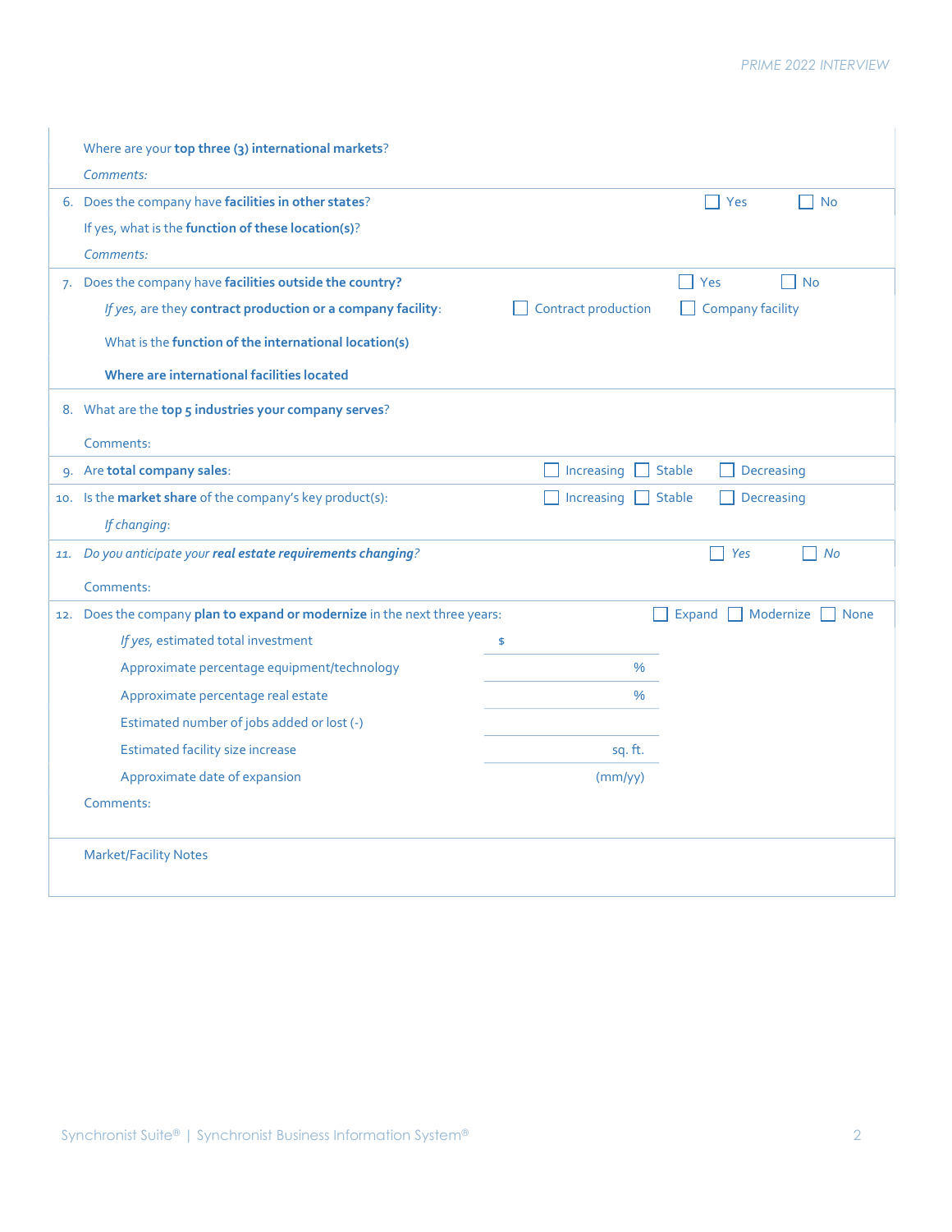Where are your **top three (3) international markets**?

*Comments:*

6. Does the company have **facilities in other states**? ☐ Yes ☐ No

   If yes, what is the **function of these location(s)**?

   *Comments:*

7. Does the company have **facilities outside the country?** ☐ Yes ☐ No

   *If yes,* are they **contract production or a company facility**: ☐ Contract production ☐ Company facility

   What is the **function of the international location(s)**

   **Where are international facilities located**

8. What are the **top 5 industries your company serves**?

   Comments:

9. Are **total company sales**: ☐ Increasing ☐ Stable ☐ Decreasing

10. Is the **market share** of the company's key product(s): ☐ Increasing ☐ Stable ☐ Decreasing

    *If changing*:

11. *Do you anticipate your **real estate requirements changing**?* ☐ *Yes* ☐ *No*

    Comments:

12. Does the company **plan to expand or modernize** in the next three years: ☐ Expand ☐ Modernize ☐ None

    | | |
    |---|---|
    | *If yes,* estimated total investment | $ |
    | Approximate percentage equipment/technology | % |
    | Approximate percentage real estate | % |
    | Estimated number of jobs added or lost (-) | |
    | Estimated facility size increase | sq. ft. |
    | Approximate date of expansion | (mm/yy) |

    Comments:

Market/Facility Notes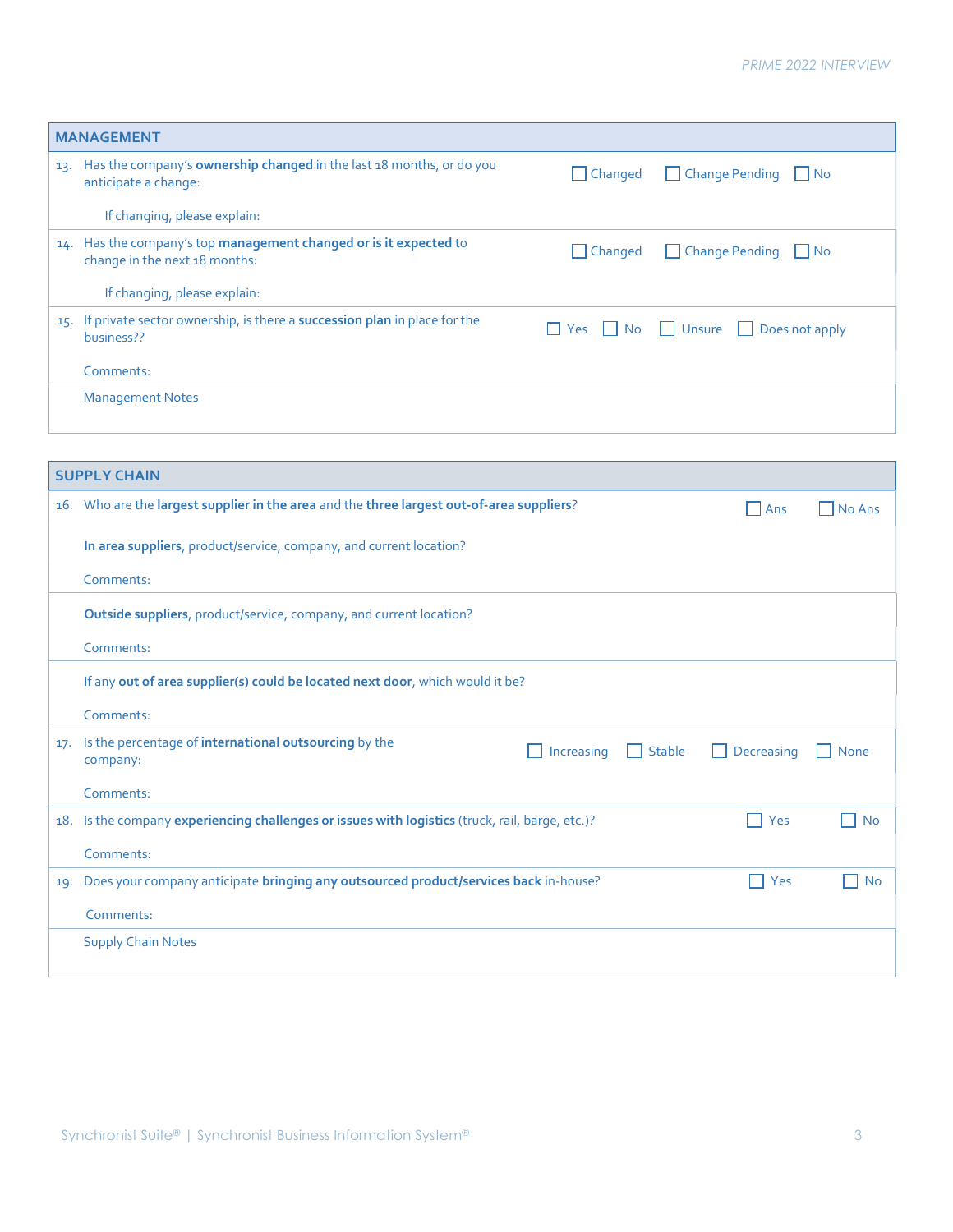## MANAGEMENT

13. Has the company's **ownership changed** in the last 18 months, or do you anticipate a change:  ☐ Changed ☐ Change Pending ☐ No

    If changing, please explain:

14. Has the company's top **management changed or is it expected** to change in the next 18 months:  ☐ Changed ☐ Change Pending ☐ No

    If changing, please explain:

15. If private sector ownership, is there a **succession plan** in place for the business??  ☐ Yes ☐ No ☐ Unsure ☐ Does not apply

    Comments:

Management Notes

## SUPPLY CHAIN

16. Who are the **largest supplier in the area** and the **three largest out-of-area suppliers**?  ☐ Ans ☐ No Ans

    **In area suppliers**, product/service, company, and current location?

    Comments:

    **Outside suppliers**, product/service, company, and current location?

    Comments:

    If any **out of area supplier(s) could be located next door**, which would it be?

    Comments:

17. Is the percentage of **international outsourcing** by the company:  ☐ Increasing ☐ Stable ☐ Decreasing ☐ None

    Comments:

18. Is the company **experiencing challenges or issues with logistics** (truck, rail, barge, etc.)?  ☐ Yes ☐ No

    Comments:

19. Does your company anticipate **bringing any outsourced product/services back** in-house?  ☐ Yes ☐ No

    Comments:

Supply Chain Notes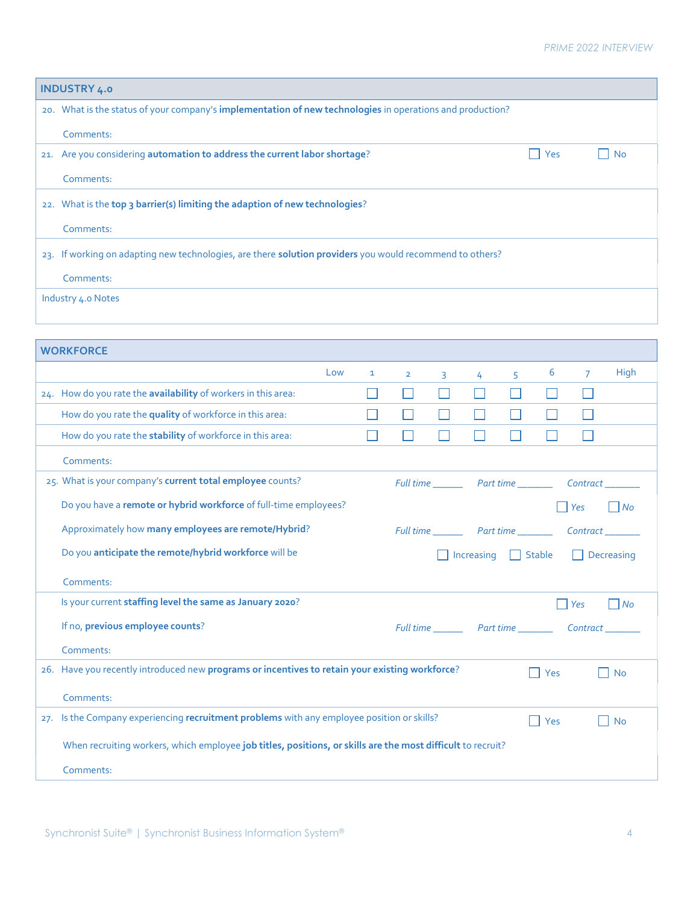## INDUSTRY 4.0

20. What is the status of your company's **implementation of new technologies** in operations and production?

    Comments:

21. Are you considering **automation to address the current labor shortage**? ☐ Yes ☐ No

    Comments:

22. What is the **top 3 barrier(s) limiting the adaption of new technologies**?

    Comments:

23. If working on adapting new technologies, are there **solution providers** you would recommend to others?

    Comments:

Industry 4.0 Notes

## WORKFORCE

| | Low | 1 | 2 | 3 | 4 | 5 | 6 | 7 | High |
|---|---|---|---|---|---|---|---|---|---|
| 24. How do you rate the **availability** of workers in this area: | | ☐ | ☐ | ☐ | ☐ | ☐ | ☐ | ☐ | |
| How do you rate the **quality** of workforce in this area: | | ☐ | ☐ | ☐ | ☐ | ☐ | ☐ | ☐ | |
| How do you rate the **stability** of workforce in this area: | | ☐ | ☐ | ☐ | ☐ | ☐ | ☐ | ☐ | |

Comments:

25. What is your company's **current total employee** counts? *Full time* ______ *Part time* _______ *Contract* _______

    Do you have a **remote or hybrid workforce** of full-time employees? ☐ *Yes* ☐ *No*

    Approximately how **many employees are remote/Hybrid**? *Full time* ______ *Part time* _______ *Contract* _______

    Do you **anticipate the remote/hybrid workforce** will be ☐ Increasing ☐ Stable ☐ Decreasing

    Comments:

    Is your current **staffing level the same as January 2020**? ☐ *Yes* ☐ *No*

    If no, **previous employee counts**? *Full time* ______ *Part time* _______ *Contract* _______

    Comments:

26. Have you recently introduced new **programs or incentives to retain your existing workforce**? ☐ Yes ☐ No

    Comments:

27. Is the Company experiencing **recruitment problems** with any employee position or skills? ☐ Yes ☐ No

    When recruiting workers, which employee **job titles, positions, or skills are the most difficult** to recruit?

    Comments: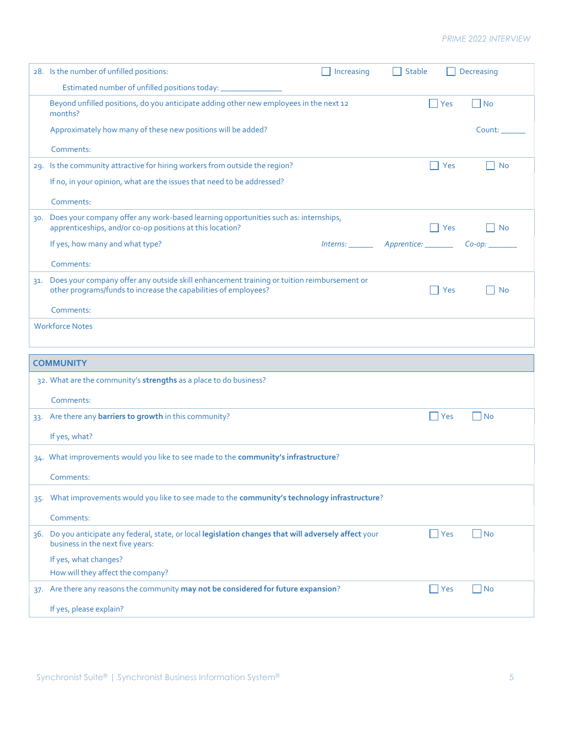| | | | |
|---|---|---|---|
| 28. Is the number of unfilled positions: | ☐ Increasing | ☐ Stable | ☐ Decreasing |
| Estimated number of unfilled positions today: _______________ | | | |
| Beyond unfilled positions, do you anticipate adding other new employees in the next 12 months? | | ☐ Yes | ☐ No |
| Approximately how many of these new positions will be added? | | | Count: ______ |
| Comments: | | | |
| 29. Is the community attractive for hiring workers from outside the region? | | ☐ Yes | ☐ No |
| If no, in your opinion, what are the issues that need to be addressed? | | | |
| Comments: | | | |
| 30. Does your company offer any work-based learning opportunities such as: internships, apprenticeships, and/or co-op positions at this location? | | ☐ Yes | ☐ No |
| If yes, how many and what type? | *Interns:* ______ | *Apprentice:* _______ | *Co-op:* _______ |
| Comments: | | | |
| 31. Does your company offer any outside skill enhancement training or tuition reimbursement or other programs/funds to increase the capabilities of employees? | | ☐ Yes | ☐ No |
| Comments: | | | |
| Workforce Notes | | | |

## COMMUNITY

| | | |
|---|---|---|
| 32. What are the community's **strengths** as a place to do business? | | |
| Comments: | | |
| 33. Are there any **barriers to growth** in this community? | ☐ Yes | ☐ No |
| If yes, what? | | |
| 34. What improvements would you like to see made to the **community's infrastructure**? | | |
| Comments: | | |
| 35. What improvements would you like to see made to the **community's technology infrastructure**? | | |
| Comments: | | |
| 36. Do you anticipate any federal, state, or local **legislation changes that will adversely affect** your business in the next five years: | ☐ Yes | ☐ No |
| If yes, what changes?<br>How will they affect the company? | | |
| 37. Are there any reasons the community **may not be considered for future expansion**? | ☐ Yes | ☐ No |
| If yes, please explain? | | |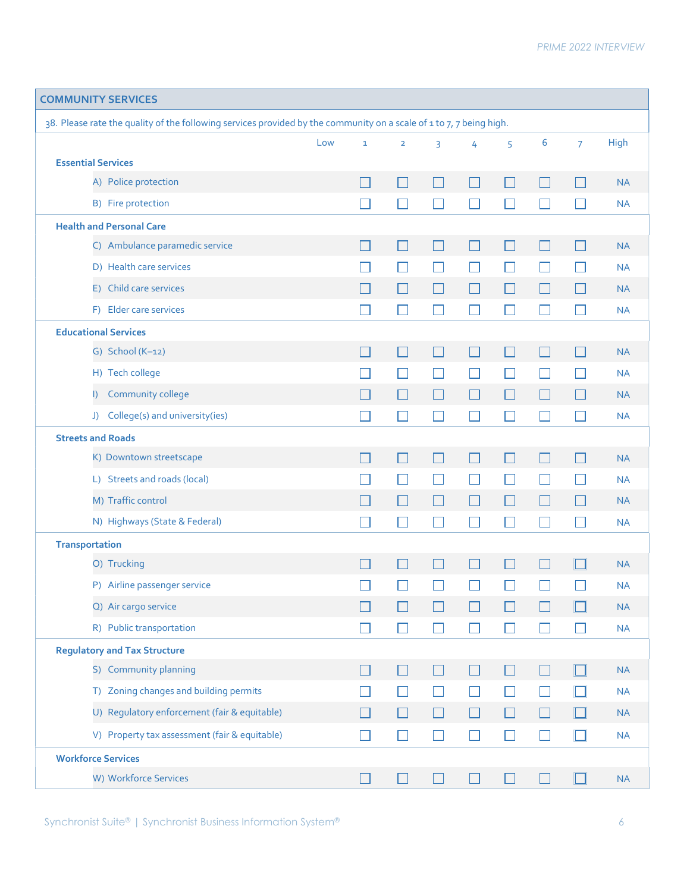## COMMUNITY SERVICES

38. Please rate the quality of the following services provided by the community on a scale of 1 to 7, 7 being high.

| | Low | 1 | 2 | 3 | 4 | 5 | 6 | 7 | High |
|---|---|---|---|---|---|---|---|---|---|
| **Essential Services** | | | | | | | | | |
| A) Police protection | | ☐ | ☐ | ☐ | ☐ | ☐ | ☐ | ☐ | NA |
| B) Fire protection | | ☐ | ☐ | ☐ | ☐ | ☐ | ☐ | ☐ | NA |
| **Health and Personal Care** | | | | | | | | | |
| C) Ambulance paramedic service | | ☐ | ☐ | ☐ | ☐ | ☐ | ☐ | ☐ | NA |
| D) Health care services | | ☐ | ☐ | ☐ | ☐ | ☐ | ☐ | ☐ | NA |
| E) Child care services | | ☐ | ☐ | ☐ | ☐ | ☐ | ☐ | ☐ | NA |
| F) Elder care services | | ☐ | ☐ | ☐ | ☐ | ☐ | ☐ | ☐ | NA |
| **Educational Services** | | | | | | | | | |
| G) School (K–12) | | ☐ | ☐ | ☐ | ☐ | ☐ | ☐ | ☐ | NA |
| H) Tech college | | ☐ | ☐ | ☐ | ☐ | ☐ | ☐ | ☐ | NA |
| I) Community college | | ☐ | ☐ | ☐ | ☐ | ☐ | ☐ | ☐ | NA |
| J) College(s) and university(ies) | | ☐ | ☐ | ☐ | ☐ | ☐ | ☐ | ☐ | NA |
| **Streets and Roads** | | | | | | | | | |
| K) Downtown streetscape | | ☐ | ☐ | ☐ | ☐ | ☐ | ☐ | ☐ | NA |
| L) Streets and roads (local) | | ☐ | ☐ | ☐ | ☐ | ☐ | ☐ | ☐ | NA |
| M) Traffic control | | ☐ | ☐ | ☐ | ☐ | ☐ | ☐ | ☐ | NA |
| N) Highways (State & Federal) | | ☐ | ☐ | ☐ | ☐ | ☐ | ☐ | ☐ | NA |
| **Transportation** | | | | | | | | | |
| O) Trucking | | ☐ | ☐ | ☐ | ☐ | ☐ | ☐ | ☐ | NA |
| P) Airline passenger service | | ☐ | ☐ | ☐ | ☐ | ☐ | ☐ | ☐ | NA |
| Q) Air cargo service | | ☐ | ☐ | ☐ | ☐ | ☐ | ☐ | ☐ | NA |
| R) Public transportation | | ☐ | ☐ | ☐ | ☐ | ☐ | ☐ | ☐ | NA |
| **Regulatory and Tax Structure** | | | | | | | | | |
| S) Community planning | | ☐ | ☐ | ☐ | ☐ | ☐ | ☐ | ☐ | NA |
| T) Zoning changes and building permits | | ☐ | ☐ | ☐ | ☐ | ☐ | ☐ | ☐ | NA |
| U) Regulatory enforcement (fair & equitable) | | ☐ | ☐ | ☐ | ☐ | ☐ | ☐ | ☐ | NA |
| V) Property tax assessment (fair & equitable) | | ☐ | ☐ | ☐ | ☐ | ☐ | ☐ | ☐ | NA |
| **Workforce Services** | | | | | | | | | |
| W) Workforce Services | | ☐ | ☐ | ☐ | ☐ | ☐ | ☐ | ☐ | NA |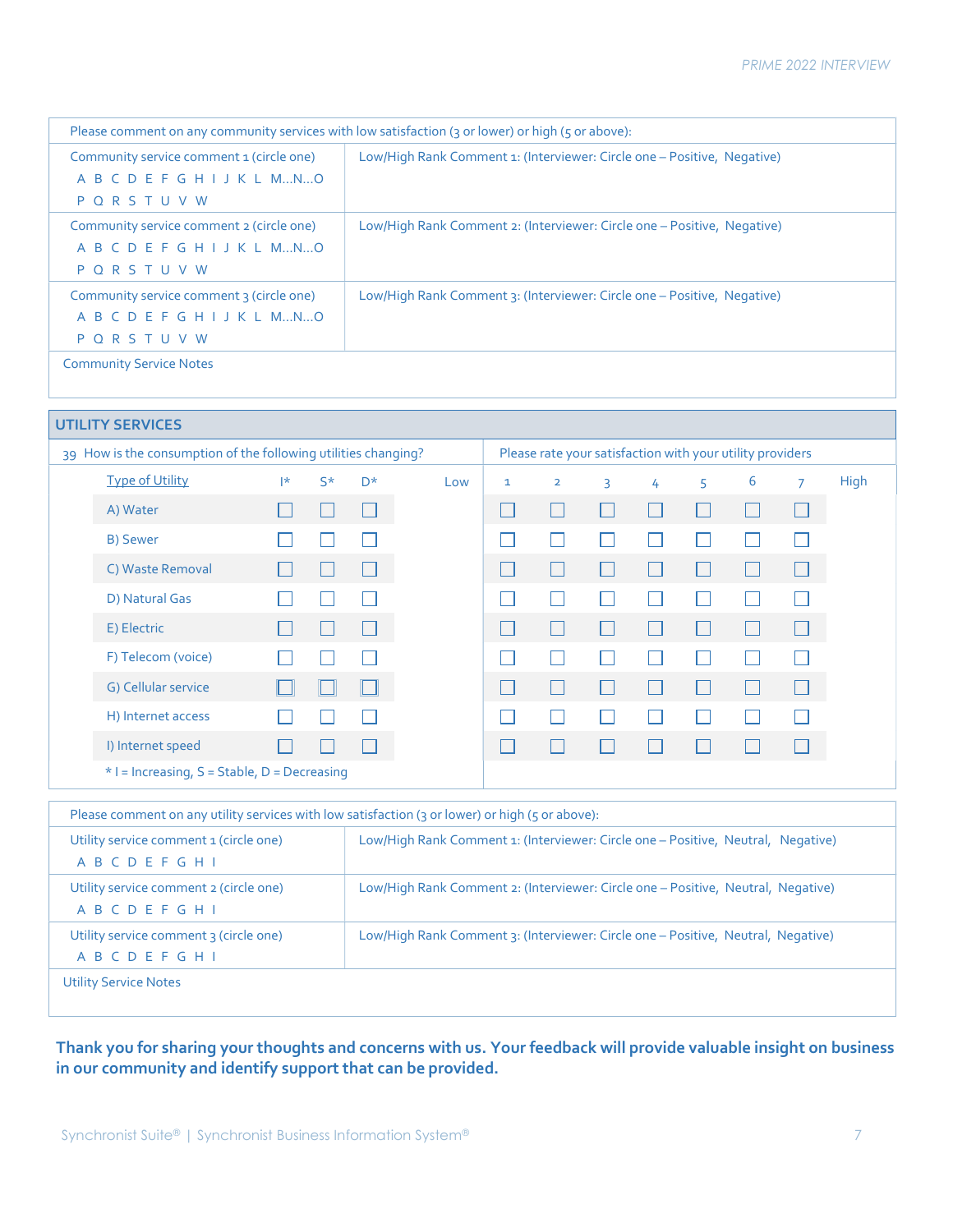| Please comment on any community services with low satisfaction (3 or lower) or high (5 or above): | |
|---|---|
| Community service comment 1 (circle one)<br>A B C D E F G H I J K L M…N…O<br>P Q R S T U V W | Low/High Rank Comment 1: (Interviewer: Circle one – Positive, Negative) |
| Community service comment 2 (circle one)<br>A B C D E F G H I J K L M…N…O<br>P Q R S T U V W | Low/High Rank Comment 2: (Interviewer: Circle one – Positive, Negative) |
| Community service comment 3 (circle one)<br>A B C D E F G H I J K L M…N…O<br>P Q R S T U V W | Low/High Rank Comment 3: (Interviewer: Circle one – Positive, Negative) |
| Community Service Notes | |

## UTILITY SERVICES

39 How is the consumption of the following utilities changing? / Please rate your satisfaction with your utility providers

| Type of Utility | I* | S* | D* | Low | 1 | 2 | 3 | 4 | 5 | 6 | 7 | High |
|---|---|---|---|---|---|---|---|---|---|---|---|---|
| A) Water | ☐ | ☐ | ☐ | | ☐ | ☐ | ☐ | ☐ | ☐ | ☐ | ☐ | |
| B) Sewer | ☐ | ☐ | ☐ | | ☐ | ☐ | ☐ | ☐ | ☐ | ☐ | ☐ | |
| C) Waste Removal | ☐ | ☐ | ☐ | | ☐ | ☐ | ☐ | ☐ | ☐ | ☐ | ☐ | |
| D) Natural Gas | ☐ | ☐ | ☐ | | ☐ | ☐ | ☐ | ☐ | ☐ | ☐ | ☐ | |
| E) Electric | ☐ | ☐ | ☐ | | ☐ | ☐ | ☐ | ☐ | ☐ | ☐ | ☐ | |
| F) Telecom (voice) | ☐ | ☐ | ☐ | | ☐ | ☐ | ☐ | ☐ | ☐ | ☐ | ☐ | |
| G) Cellular service | ☐ | ☐ | ☐ | | ☐ | ☐ | ☐ | ☐ | ☐ | ☐ | ☐ | |
| H) Internet access | ☐ | ☐ | ☐ | | ☐ | ☐ | ☐ | ☐ | ☐ | ☐ | ☐ | |
| I) Internet speed | ☐ | ☐ | ☐ | | ☐ | ☐ | ☐ | ☐ | ☐ | ☐ | ☐ | |

* I = Increasing, S = Stable, D = Decreasing

| Please comment on any utility services with low satisfaction (3 or lower) or high (5 or above): | |
|---|---|
| Utility service comment 1 (circle one)<br>A B C D E F G H I | Low/High Rank Comment 1: (Interviewer: Circle one – Positive, Neutral, Negative) |
| Utility service comment 2 (circle one)<br>A B C D E F G H I | Low/High Rank Comment 2: (Interviewer: Circle one – Positive, Neutral, Negative) |
| Utility service comment 3 (circle one)<br>A B C D E F G H I | Low/High Rank Comment 3: (Interviewer: Circle one – Positive, Neutral, Negative) |
| Utility Service Notes | |

**Thank you for sharing your thoughts and concerns with us. Your feedback will provide valuable insight on business in our community and identify support that can be provided.**